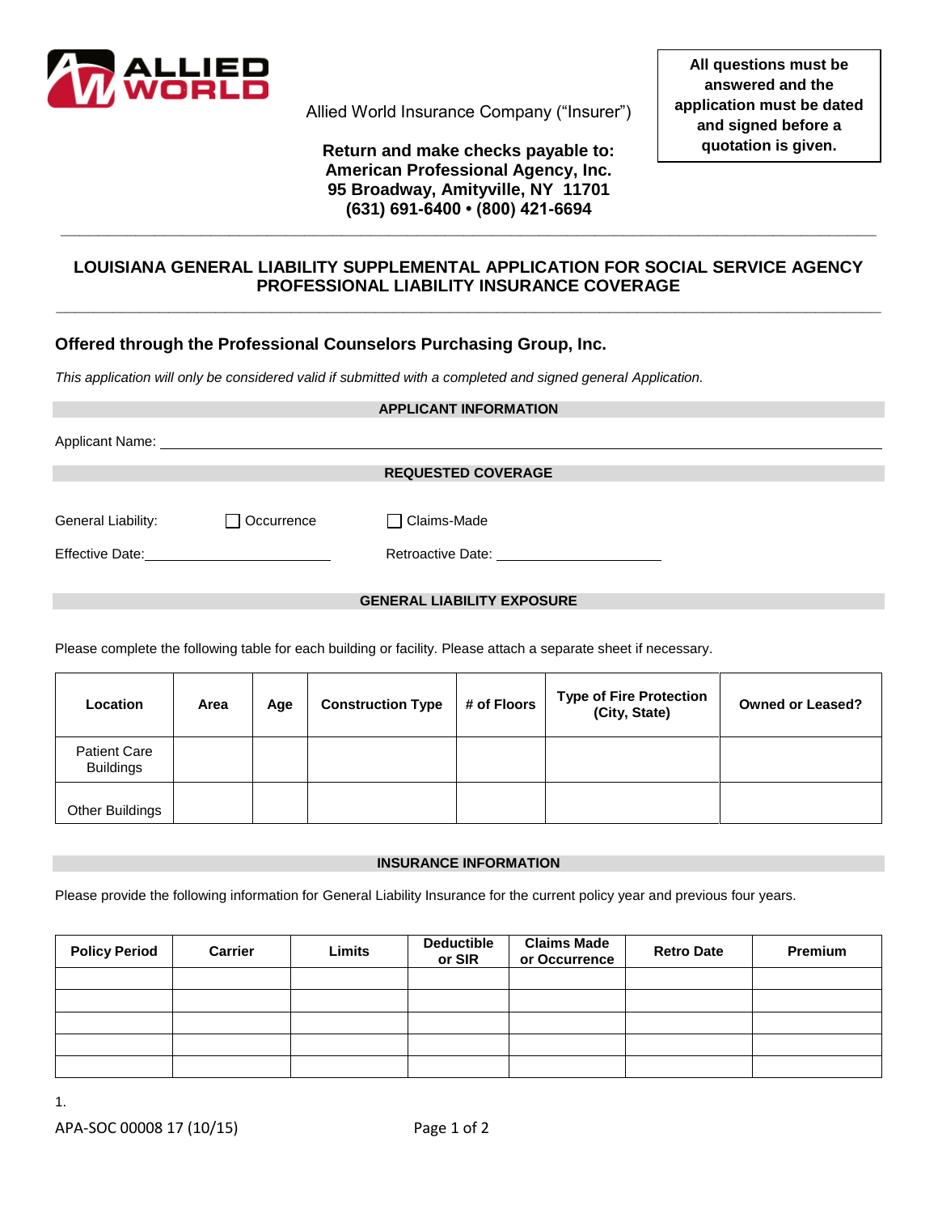ALLIED WORLD

Allied World Insurance Company ("Insurer")

**Return and make checks payable to:**
**American Professional Agency, Inc.**
**95 Broadway, Amityville, NY 11701**
**(631) 691-6400 • (800) 421-6694**

**All questions must be answered and the application must be dated and signed before a quotation is given.**

# LOUISIANA GENERAL LIABILITY SUPPLEMENTAL APPLICATION FOR SOCIAL SERVICE AGENCY PROFESSIONAL LIABILITY INSURANCE COVERAGE

## Offered through the Professional Counselors Purchasing Group, Inc.

*This application will only be considered valid if submitted with a completed and signed general Application.*

### APPLICANT INFORMATION

Applicant Name: ______________________________

### REQUESTED COVERAGE

General Liability: ☐ Occurrence ☐ Claims-Made

Effective Date: ____________________ Retroactive Date: ____________________

### GENERAL LIABILITY EXPOSURE

Please complete the following table for each building or facility. Please attach a separate sheet if necessary.

| Location | Area | Age | Construction Type | # of Floors | Type of Fire Protection (City, State) | Owned or Leased? |
|---|---|---|---|---|---|---|
| Patient Care Buildings | | | | | | |
| Other Buildings | | | | | | |

### INSURANCE INFORMATION

Please provide the following information for General Liability Insurance for the current policy year and previous four years.

| Policy Period | Carrier | Limits | Deductible or SIR | Claims Made or Occurrence | Retro Date | Premium |
|---|---|---|---|---|---|---|
| | | | | | | |
| | | | | | | |
| | | | | | | |
| | | | | | | |
| | | | | | | |

1.

APA-SOC 00008 17 (10/15)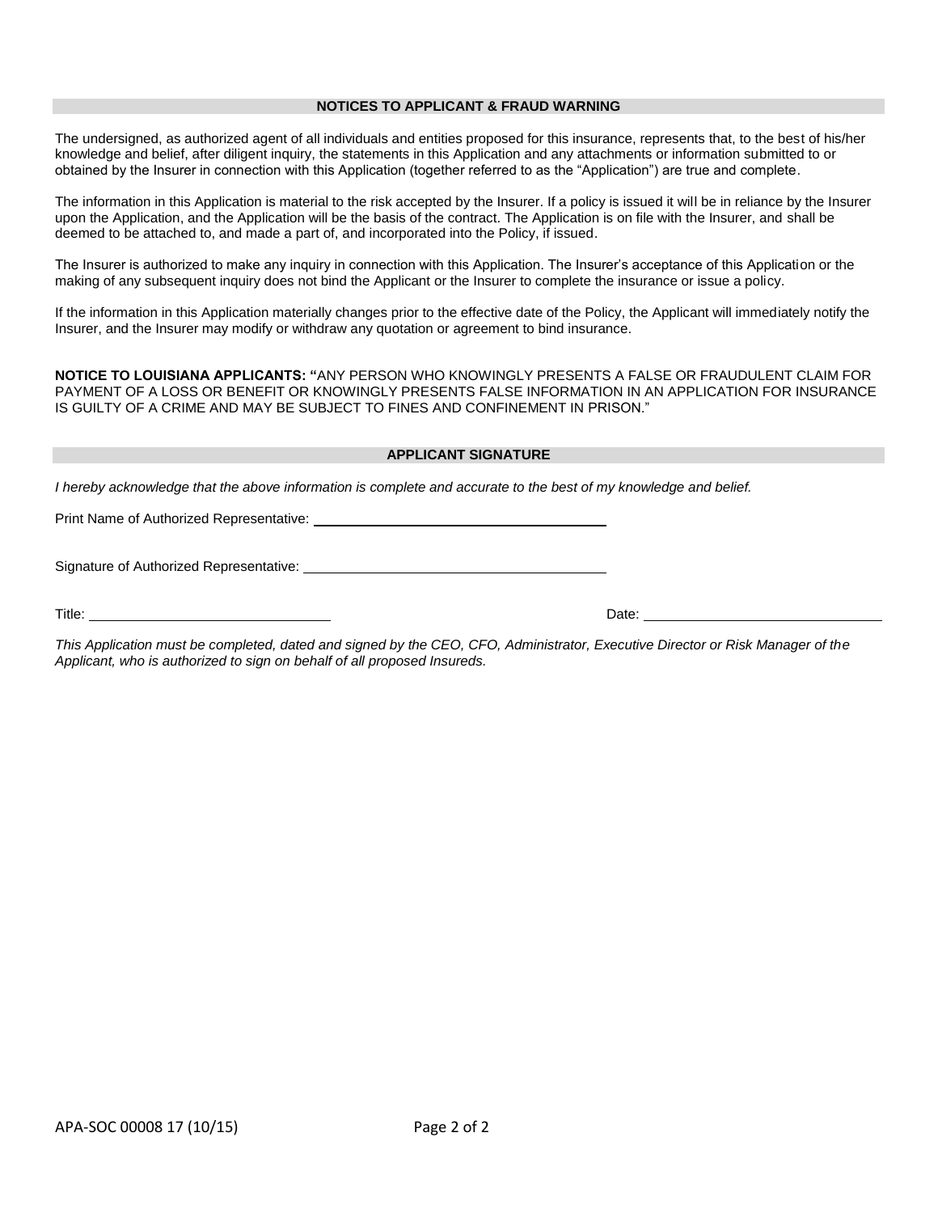## NOTICES TO APPLICANT & FRAUD WARNING

The undersigned, as authorized agent of all individuals and entities proposed for this insurance, represents that, to the best of his/her knowledge and belief, after diligent inquiry, the statements in this Application and any attachments or information submitted to or obtained by the Insurer in connection with this Application (together referred to as the "Application") are true and complete.

The information in this Application is material to the risk accepted by the Insurer. If a policy is issued it will be in reliance by the Insurer upon the Application, and the Application will be the basis of the contract. The Application is on file with the Insurer, and shall be deemed to be attached to, and made a part of, and incorporated into the Policy, if issued.

The Insurer is authorized to make any inquiry in connection with this Application. The Insurer's acceptance of this Application or the making of any subsequent inquiry does not bind the Applicant or the Insurer to complete the insurance or issue a policy.

If the information in this Application materially changes prior to the effective date of the Policy, the Applicant will immediately notify the Insurer, and the Insurer may modify or withdraw any quotation or agreement to bind insurance.

**NOTICE TO LOUISIANA APPLICANTS: "**ANY PERSON WHO KNOWINGLY PRESENTS A FALSE OR FRAUDULENT CLAIM FOR PAYMENT OF A LOSS OR BENEFIT OR KNOWINGLY PRESENTS FALSE INFORMATION IN AN APPLICATION FOR INSURANCE IS GUILTY OF A CRIME AND MAY BE SUBJECT TO FINES AND CONFINEMENT IN PRISON."

## APPLICANT SIGNATURE

*I hereby acknowledge that the above information is complete and accurate to the best of my knowledge and belief.*

Print Name of Authorized Representative: ________________________________________

Signature of Authorized Representative: ________________________________________

Title: ________________________________ Date: ________________________________

*This Application must be completed, dated and signed by the CEO, CFO, Administrator, Executive Director or Risk Manager of the Applicant, who is authorized to sign on behalf of all proposed Insureds.*

APA-SOC 00008 17 (10/15)